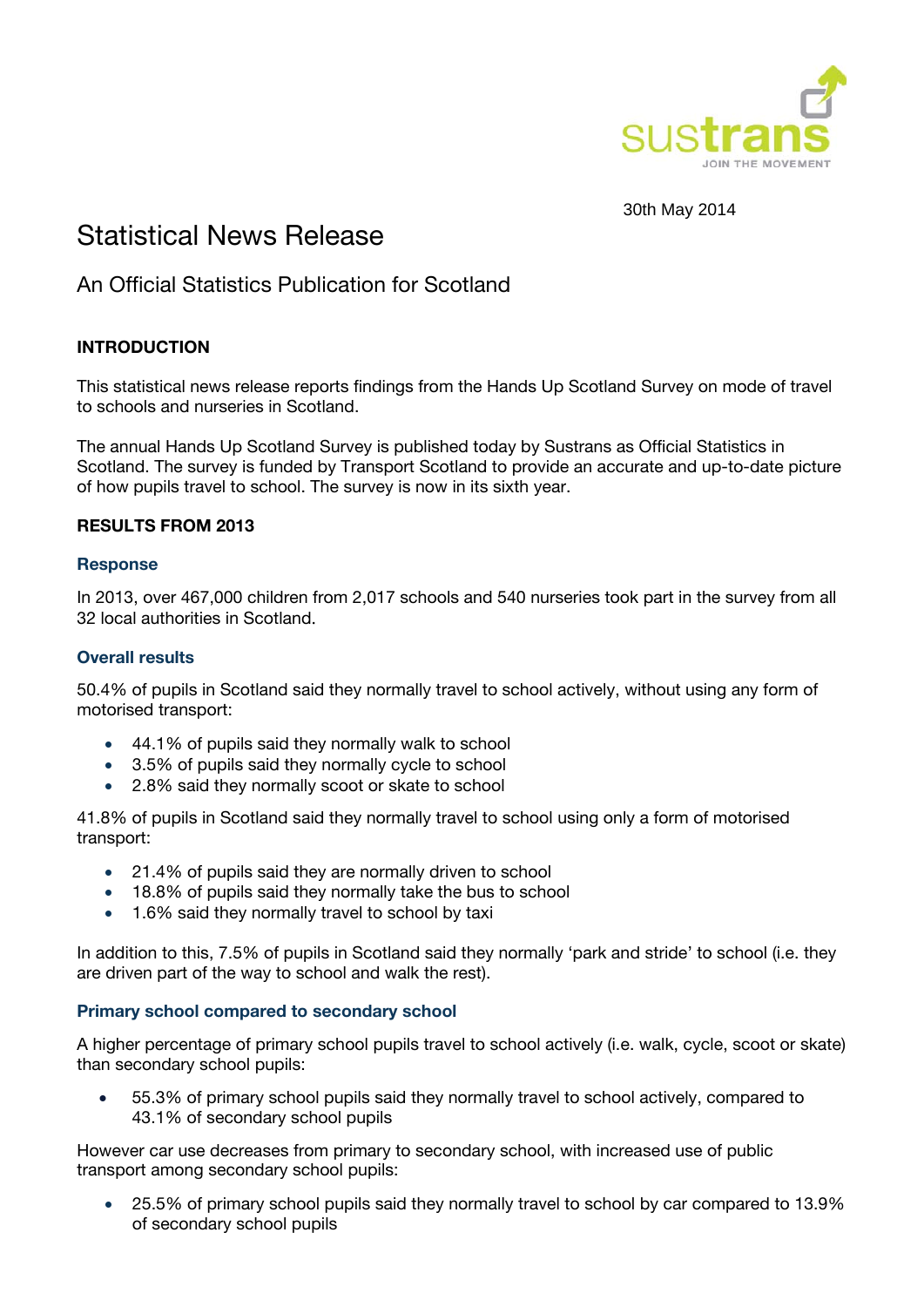30th May 2014

# Statistical News Release

## An Official Statistics Publication for Scotland

### INTRODUCTION

This statistical news release reports findings from the Hands Up Scotland Survey on mode of travel to schools and nurseries in Scotland.

The annual Hands Up Scotland Survey is published today by Sustrans as Official Statistics in Scotland. The survey is funded by Transport Scotland to provide an accurate and up-to-date picture of how pupils travel to school. The survey is now in its sixth year.

### RESULTS FROM 2013

#### Response

In 2013, over 467,000 children from 2,017 schools and 540 nurseries took part in the survey from all 32 local authorities in Scotland.

#### Overall results

50.4% of pupils in Scotland said they normally travel to school actively, without using any form of motorised transport:

- 44.1% of pupils said they normally walk to school
- 3.5% of pupils said they normally cycle to school
- 2.8% said they normally scoot or skate to school

41.8% of pupils in Scotland said they normally travel to school using only a form of motorised transport:

- 21.4% of pupils said they are normally driven to school
- 18.8% of pupils said they normally take the bus to school
- 1.6% said they normally travel to school by taxi

In addition to this, 7.5% of pupils in Scotland said they normally 'park and stride' to school (i.e. they are driven part of the way to school and walk the rest).

#### Primary school compared to secondary school

A higher percentage of primary school pupils travel to school actively (i.e. walk, cycle, scoot or skate) than secondary school pupils:

- 55.3% of primary school pupils said they normally travel to school actively, compared to 43.1% of secondary school pupils

However car use decreases from primary to secondary school, with increased use of public transport among secondary school pupils:

- 25.5% of primary school pupils said they normally travel to school by car compared to 13.9% of secondary school pupils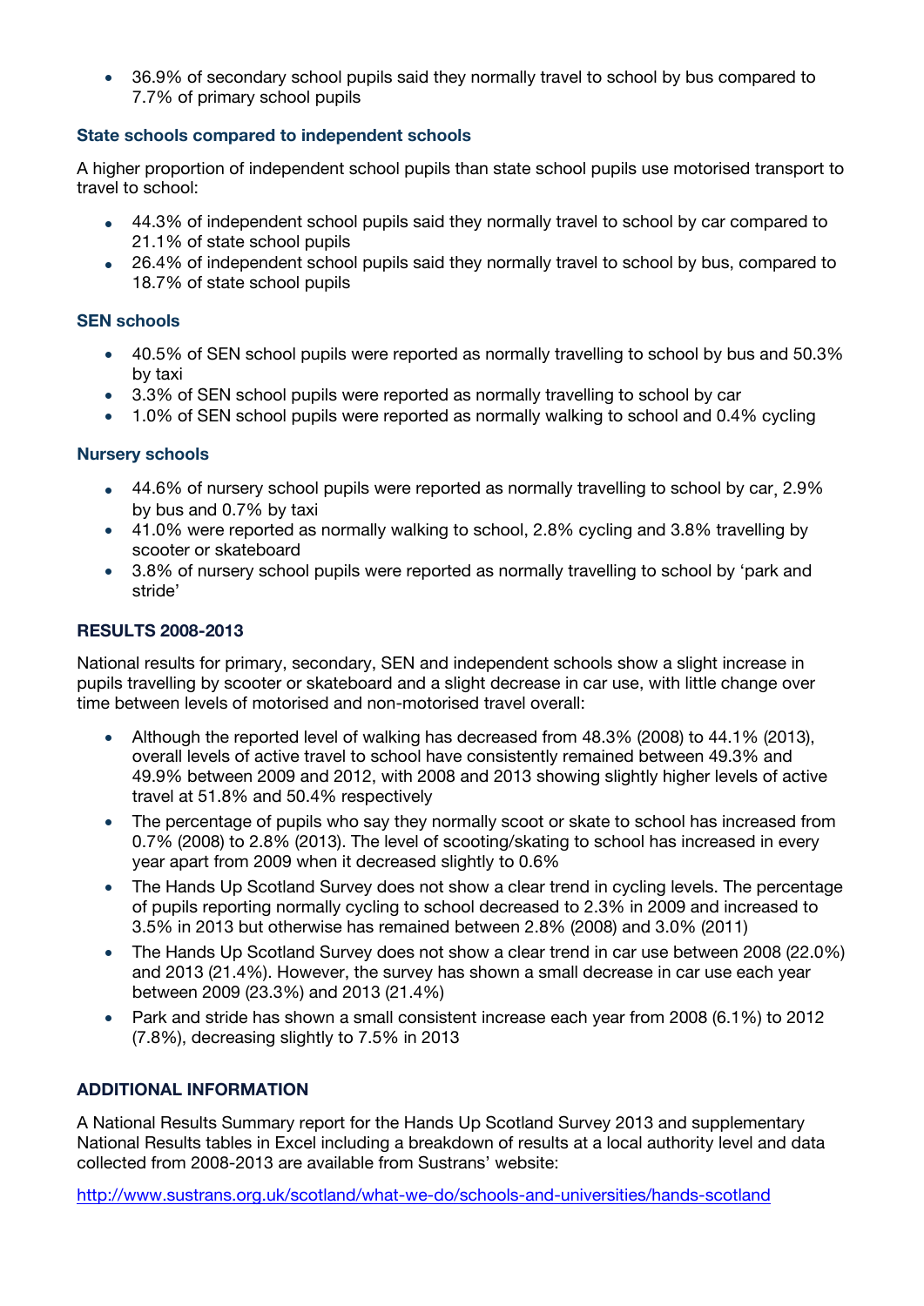- 36.9% of secondary school pupils said they normally travel to school by bus compared to 7.7% of primary school pupils

### State schools compared to independent schools

A higher proportion of independent school pupils than state school pupils use motorised transport to travel to school:

- 44.3% of independent school pupils said they normally travel to school by car compared to 21.1% of state school pupils
- 26.4% of independent school pupils said they normally travel to school by bus, compared to 18.7% of state school pupils

### SEN schools

- 40.5% of SEN school pupils were reported as normally travelling to school by bus and 50.3% by taxi
- 3.3% of SEN school pupils were reported as normally travelling to school by car
- 1.0% of SEN school pupils were reported as normally walking to school and 0.4% cycling

### Nursery schools

- 44.6% of nursery school pupils were reported as normally travelling to school by car, 2.9% by bus and 0.7% by taxi
- 41.0% were reported as normally walking to school, 2.8% cycling and 3.8% travelling by scooter or skateboard
- 3.8% of nursery school pupils were reported as normally travelling to school by 'park and stride'

## RESULTS 2008-2013

National results for primary, secondary, SEN and independent schools show a slight increase in pupils travelling by scooter or skateboard and a slight decrease in car use, with little change over time between levels of motorised and non-motorised travel overall:

- Although the reported level of walking has decreased from 48.3% (2008) to 44.1% (2013), overall levels of active travel to school have consistently remained between 49.3% and 49.9% between 2009 and 2012, with 2008 and 2013 showing slightly higher levels of active travel at 51.8% and 50.4% respectively
- The percentage of pupils who say they normally scoot or skate to school has increased from 0.7% (2008) to 2.8% (2013). The level of scooting/skating to school has increased in every year apart from 2009 when it decreased slightly to 0.6%
- The Hands Up Scotland Survey does not show a clear trend in cycling levels. The percentage of pupils reporting normally cycling to school decreased to 2.3% in 2009 and increased to 3.5% in 2013 but otherwise has remained between 2.8% (2008) and 3.0% (2011)
- The Hands Up Scotland Survey does not show a clear trend in car use between 2008 (22.0%) and 2013 (21.4%). However, the survey has shown a small decrease in car use each year between 2009 (23.3%) and 2013 (21.4%)
- Park and stride has shown a small consistent increase each year from 2008 (6.1%) to 2012 (7.8%), decreasing slightly to 7.5% in 2013

## ADDITIONAL INFORMATION

A National Results Summary report for the Hands Up Scotland Survey 2013 and supplementary National Results tables in Excel including a breakdown of results at a local authority level and data collected from 2008-2013 are available from Sustrans' website:

http://www.sustrans.org.uk/scotland/what-we-do/schools-and-universities/hands-scotland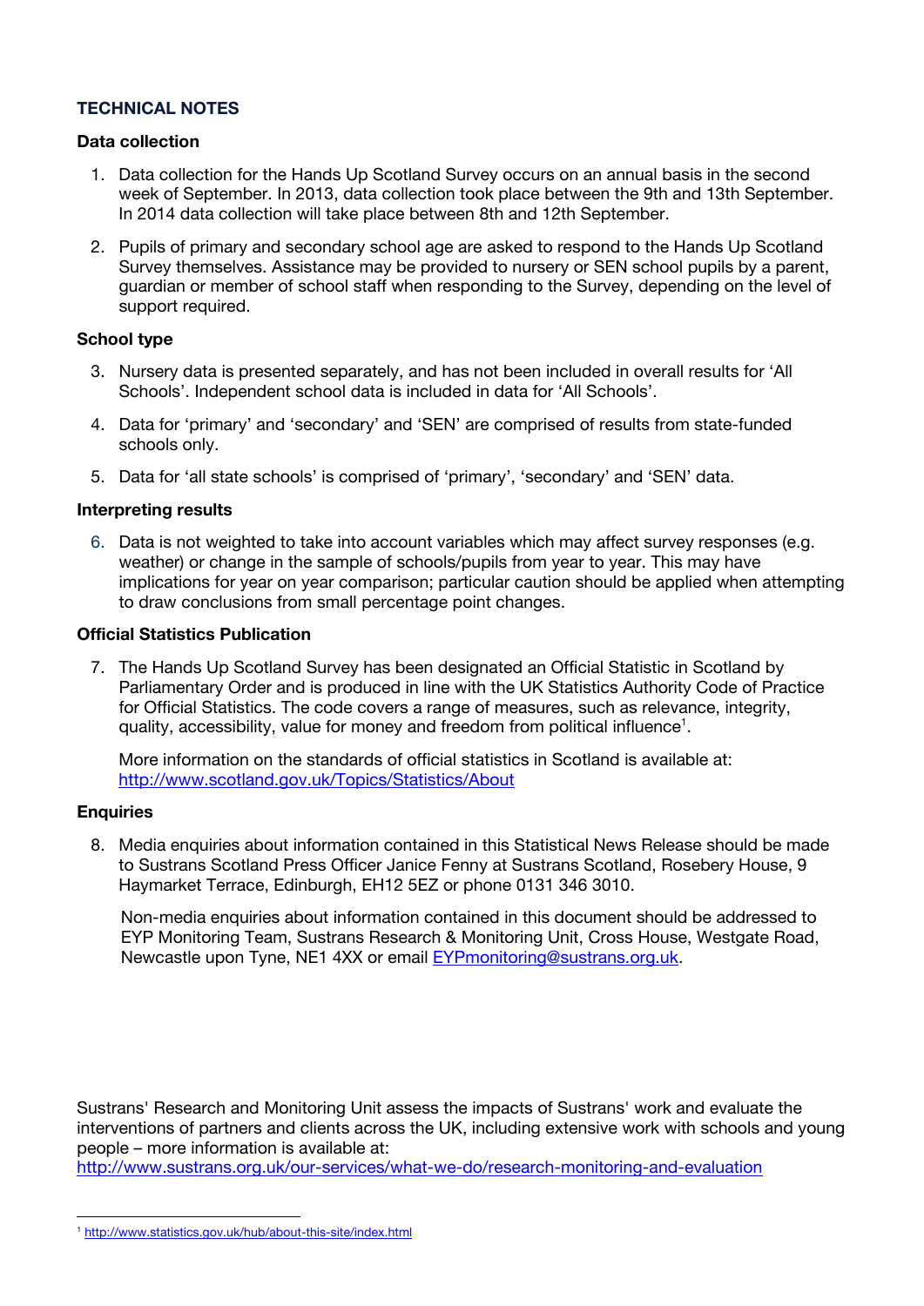## TECHNICAL NOTES

### Data collection

1. Data collection for the Hands Up Scotland Survey occurs on an annual basis in the second week of September. In 2013, data collection took place between the 9th and 13th September. In 2014 data collection will take place between 8th and 12th September.

2. Pupils of primary and secondary school age are asked to respond to the Hands Up Scotland Survey themselves. Assistance may be provided to nursery or SEN school pupils by a parent, guardian or member of school staff when responding to the Survey, depending on the level of support required.

### School type

3. Nursery data is presented separately, and has not been included in overall results for 'All Schools'. Independent school data is included in data for 'All Schools'.

4. Data for 'primary' and 'secondary' and 'SEN' are comprised of results from state-funded schools only.

5. Data for 'all state schools' is comprised of 'primary', 'secondary' and 'SEN' data.

### Interpreting results

6. Data is not weighted to take into account variables which may affect survey responses (e.g. weather) or change in the sample of schools/pupils from year to year. This may have implications for year on year comparison; particular caution should be applied when attempting to draw conclusions from small percentage point changes.

### Official Statistics Publication

7. The Hands Up Scotland Survey has been designated an Official Statistic in Scotland by Parliamentary Order and is produced in line with the UK Statistics Authority Code of Practice for Official Statistics. The code covers a range of measures, such as relevance, integrity, quality, accessibility, value for money and freedom from political influence[1].

   More information on the standards of official statistics in Scotland is available at: http://www.scotland.gov.uk/Topics/Statistics/About

### Enquiries

8. Media enquiries about information contained in this Statistical News Release should be made to Sustrans Scotland Press Officer Janice Fenny at Sustrans Scotland, Rosebery House, 9 Haymarket Terrace, Edinburgh, EH12 5EZ or phone 0131 346 3010.

   Non-media enquiries about information contained in this document should be addressed to EYP Monitoring Team, Sustrans Research & Monitoring Unit, Cross House, Westgate Road, Newcastle upon Tyne, NE1 4XX or email EYPmonitoring@sustrans.org.uk.

Sustrans' Research and Monitoring Unit assess the impacts of Sustrans' work and evaluate the interventions of partners and clients across the UK, including extensive work with schools and young people – more information is available at:
http://www.sustrans.org.uk/our-services/what-we-do/research-monitoring-and-evaluation

[1] http://www.statistics.gov.uk/hub/about-this-site/index.html